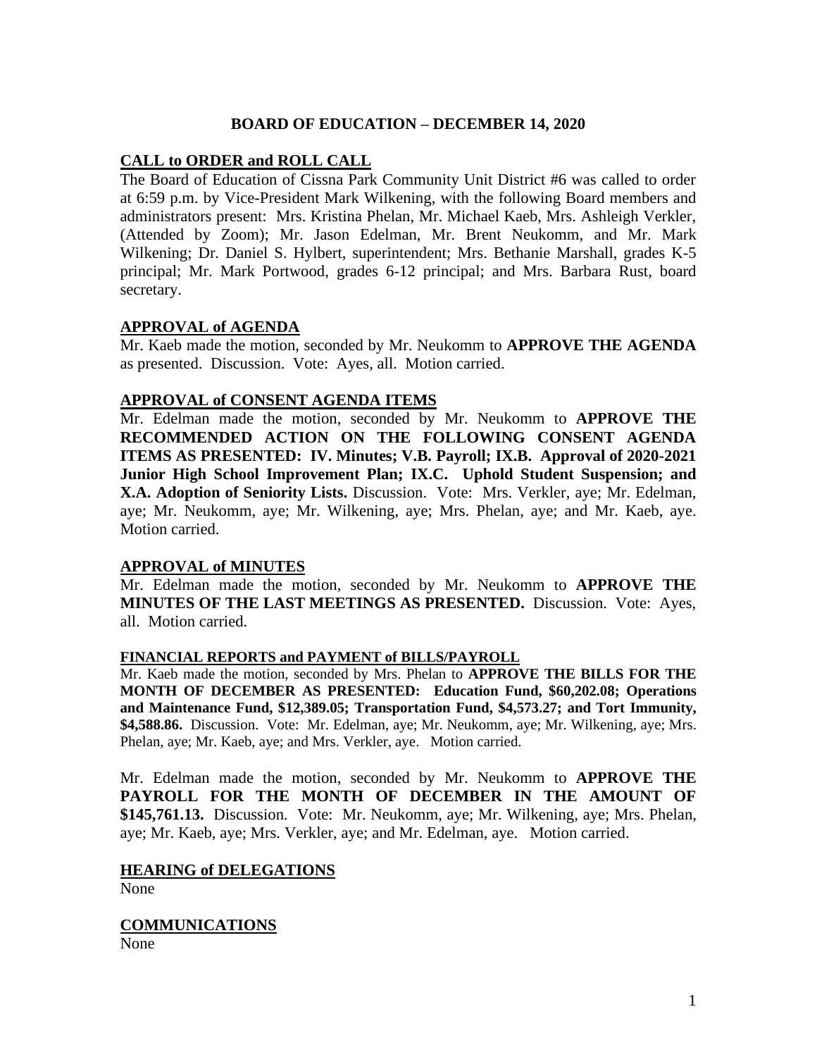# BOARD OF EDUCATION – DECEMBER 14, 2020

## CALL to ORDER and ROLL CALL

The Board of Education of Cissna Park Community Unit District #6 was called to order at 6:59 p.m. by Vice-President Mark Wilkening, with the following Board members and administrators present: Mrs. Kristina Phelan, Mr. Michael Kaeb, Mrs. Ashleigh Verkler, (Attended by Zoom); Mr. Jason Edelman, Mr. Brent Neukomm, and Mr. Mark Wilkening; Dr. Daniel S. Hylbert, superintendent; Mrs. Bethanie Marshall, grades K-5 principal; Mr. Mark Portwood, grades 6-12 principal; and Mrs. Barbara Rust, board secretary.

## APPROVAL of AGENDA

Mr. Kaeb made the motion, seconded by Mr. Neukomm to **APPROVE THE AGENDA** as presented. Discussion. Vote: Ayes, all. Motion carried.

## APPROVAL of CONSENT AGENDA ITEMS

Mr. Edelman made the motion, seconded by Mr. Neukomm to **APPROVE THE RECOMMENDED ACTION ON THE FOLLOWING CONSENT AGENDA ITEMS AS PRESENTED: IV. Minutes; V.B. Payroll; IX.B. Approval of 2020-2021 Junior High School Improvement Plan; IX.C. Uphold Student Suspension; and X.A. Adoption of Seniority Lists.** Discussion. Vote: Mrs. Verkler, aye; Mr. Edelman, aye; Mr. Neukomm, aye; Mr. Wilkening, aye; Mrs. Phelan, aye; and Mr. Kaeb, aye. Motion carried.

## APPROVAL of MINUTES

Mr. Edelman made the motion, seconded by Mr. Neukomm to **APPROVE THE MINUTES OF THE LAST MEETINGS AS PRESENTED.** Discussion. Vote: Ayes, all. Motion carried.

## FINANCIAL REPORTS and PAYMENT of BILLS/PAYROLL

Mr. Kaeb made the motion, seconded by Mrs. Phelan to **APPROVE THE BILLS FOR THE MONTH OF DECEMBER AS PRESENTED: Education Fund, $60,202.08; Operations and Maintenance Fund, $12,389.05; Transportation Fund, $4,573.27; and Tort Immunity, $4,588.86.** Discussion. Vote: Mr. Edelman, aye; Mr. Neukomm, aye; Mr. Wilkening, aye; Mrs. Phelan, aye; Mr. Kaeb, aye; and Mrs. Verkler, aye. Motion carried.

Mr. Edelman made the motion, seconded by Mr. Neukomm to **APPROVE THE PAYROLL FOR THE MONTH OF DECEMBER IN THE AMOUNT OF $145,761.13.** Discussion. Vote: Mr. Neukomm, aye; Mr. Wilkening, aye; Mrs. Phelan, aye; Mr. Kaeb, aye; Mrs. Verkler, aye; and Mr. Edelman, aye. Motion carried.

## HEARING of DELEGATIONS

None

## COMMUNICATIONS

None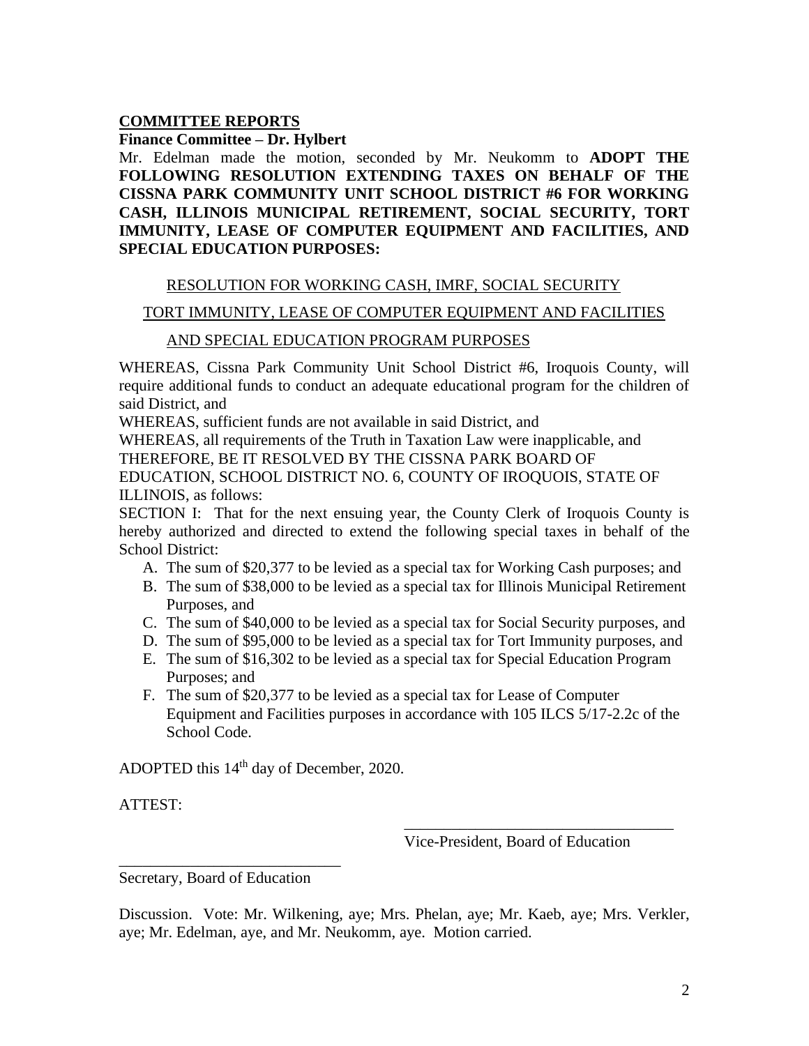**COMMITTEE REPORTS**

**Finance Committee – Dr. Hylbert**

Mr. Edelman made the motion, seconded by Mr. Neukomm to **ADOPT THE FOLLOWING RESOLUTION EXTENDING TAXES ON BEHALF OF THE CISSNA PARK COMMUNITY UNIT SCHOOL DISTRICT #6 FOR WORKING CASH, ILLINOIS MUNICIPAL RETIREMENT, SOCIAL SECURITY, TORT IMMUNITY, LEASE OF COMPUTER EQUIPMENT AND FACILITIES, AND SPECIAL EDUCATION PURPOSES:**

RESOLUTION FOR WORKING CASH, IMRF, SOCIAL SECURITY

TORT IMMUNITY, LEASE OF COMPUTER EQUIPMENT AND FACILITIES

AND SPECIAL EDUCATION PROGRAM PURPOSES

WHEREAS, Cissna Park Community Unit School District #6, Iroquois County, will require additional funds to conduct an adequate educational program for the children of said District, and

WHEREAS, sufficient funds are not available in said District, and

WHEREAS, all requirements of the Truth in Taxation Law were inapplicable, and

THEREFORE, BE IT RESOLVED BY THE CISSNA PARK BOARD OF EDUCATION, SCHOOL DISTRICT NO. 6, COUNTY OF IROQUOIS, STATE OF ILLINOIS, as follows:

SECTION I: That for the next ensuing year, the County Clerk of Iroquois County is hereby authorized and directed to extend the following special taxes in behalf of the School District:

A. The sum of $20,377 to be levied as a special tax for Working Cash purposes; and
B. The sum of $38,000 to be levied as a special tax for Illinois Municipal Retirement Purposes, and
C. The sum of $40,000 to be levied as a special tax for Social Security purposes, and
D. The sum of $95,000 to be levied as a special tax for Tort Immunity purposes, and
E. The sum of $16,302 to be levied as a special tax for Special Education Program Purposes; and
F. The sum of $20,377 to be levied as a special tax for Lease of Computer Equipment and Facilities purposes in accordance with 105 ILCS 5/17-2.2c of the School Code.

ADOPTED this 14th day of December, 2020.

ATTEST:

\_\_\_\_\_\_\_\_\_\_\_\_\_\_\_\_\_\_\_\_\_\_\_\_\_\_\_\_\_\_\_\_\_\_

Vice-President, Board of Education

\_\_\_\_\_\_\_\_\_\_\_\_\_\_\_\_\_\_\_\_\_\_\_\_\_\_\_\_

Secretary, Board of Education

Discussion. Vote: Mr. Wilkening, aye; Mrs. Phelan, aye; Mr. Kaeb, aye; Mrs. Verkler, aye; Mr. Edelman, aye, and Mr. Neukomm, aye. Motion carried.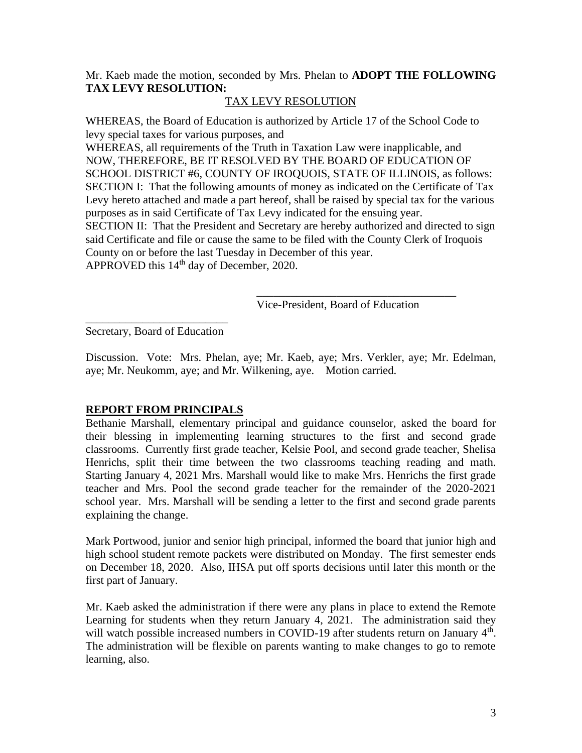Mr. Kaeb made the motion, seconded by Mrs. Phelan to **ADOPT THE FOLLOWING TAX LEVY RESOLUTION:**

TAX LEVY RESOLUTION

WHEREAS, the Board of Education is authorized by Article 17 of the School Code to levy special taxes for various purposes, and
WHEREAS, all requirements of the Truth in Taxation Law were inapplicable, and
NOW, THEREFORE, BE IT RESOLVED BY THE BOARD OF EDUCATION OF SCHOOL DISTRICT #6, COUNTY OF IROQUOIS, STATE OF ILLINOIS, as follows:
SECTION I: That the following amounts of money as indicated on the Certificate of Tax Levy hereto attached and made a part hereof, shall be raised by special tax for the various purposes as in said Certificate of Tax Levy indicated for the ensuing year.
SECTION II: That the President and Secretary are hereby authorized and directed to sign said Certificate and file or cause the same to be filed with the County Clerk of Iroquois County on or before the last Tuesday in December of this year.
APPROVED this 14th day of December, 2020.

\_\_\_\_\_\_\_\_\_\_\_\_\_\_\_\_\_\_\_\_\_\_\_\_\_\_\_\_\_\_\_\_\_\_\_
Vice-President, Board of Education

\_\_\_\_\_\_\_\_\_\_\_\_\_\_\_\_\_\_\_\_\_\_\_\_\_
Secretary, Board of Education

Discussion. Vote: Mrs. Phelan, aye; Mr. Kaeb, aye; Mrs. Verkler, aye; Mr. Edelman, aye; Mr. Neukomm, aye; and Mr. Wilkening, aye. Motion carried.

**REPORT FROM PRINCIPALS**

Bethanie Marshall, elementary principal and guidance counselor, asked the board for their blessing in implementing learning structures to the first and second grade classrooms. Currently first grade teacher, Kelsie Pool, and second grade teacher, Shelisa Henrichs, split their time between the two classrooms teaching reading and math. Starting January 4, 2021 Mrs. Marshall would like to make Mrs. Henrichs the first grade teacher and Mrs. Pool the second grade teacher for the remainder of the 2020-2021 school year. Mrs. Marshall will be sending a letter to the first and second grade parents explaining the change.

Mark Portwood, junior and senior high principal, informed the board that junior high and high school student remote packets were distributed on Monday. The first semester ends on December 18, 2020. Also, IHSA put off sports decisions until later this month or the first part of January.

Mr. Kaeb asked the administration if there were any plans in place to extend the Remote Learning for students when they return January 4, 2021. The administration said they will watch possible increased numbers in COVID-19 after students return on January 4th. The administration will be flexible on parents wanting to make changes to go to remote learning, also.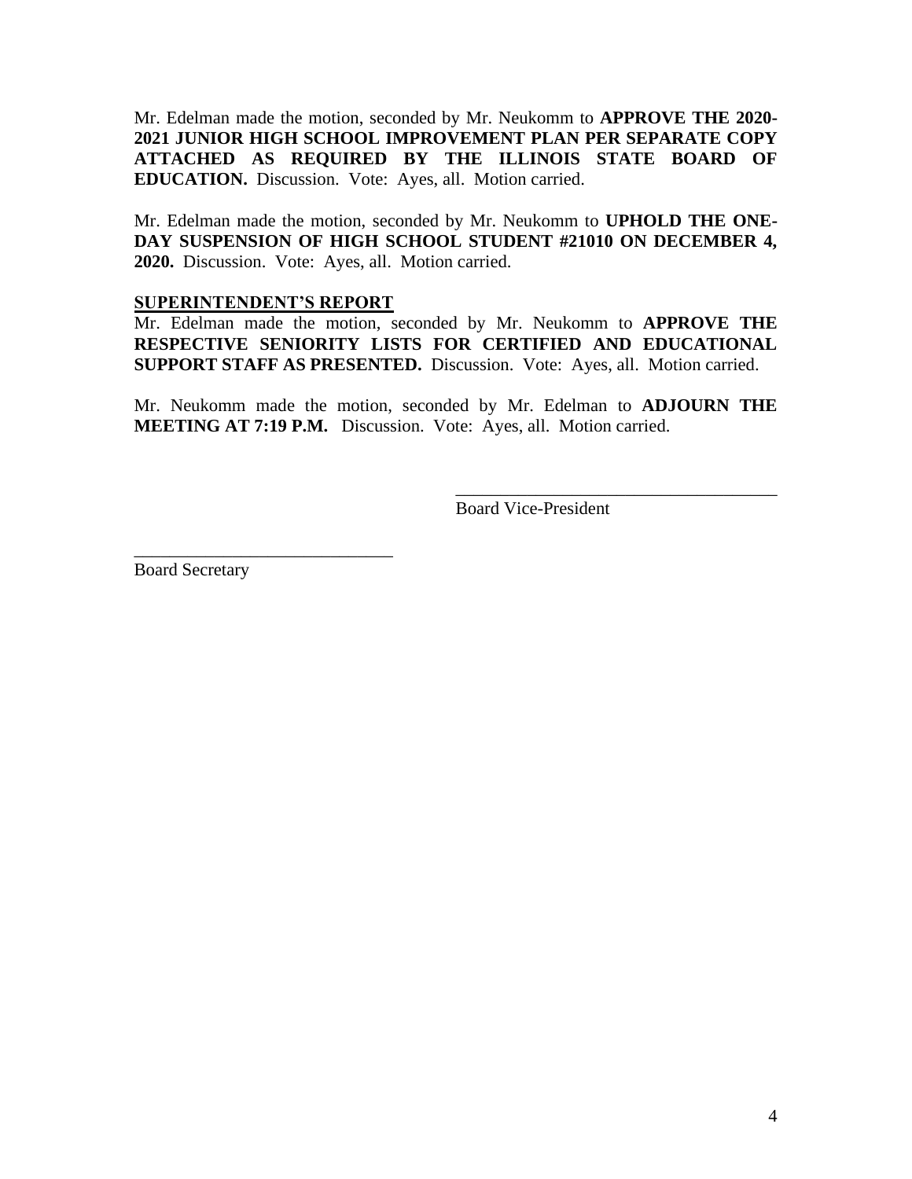Mr. Edelman made the motion, seconded by Mr. Neukomm to **APPROVE THE 2020-2021 JUNIOR HIGH SCHOOL IMPROVEMENT PLAN PER SEPARATE COPY ATTACHED AS REQUIRED BY THE ILLINOIS STATE BOARD OF EDUCATION.** Discussion. Vote: Ayes, all. Motion carried.

Mr. Edelman made the motion, seconded by Mr. Neukomm to **UPHOLD THE ONE-DAY SUSPENSION OF HIGH SCHOOL STUDENT #21010 ON DECEMBER 4, 2020.** Discussion. Vote: Ayes, all. Motion carried.

**SUPERINTENDENT'S REPORT**

Mr. Edelman made the motion, seconded by Mr. Neukomm to **APPROVE THE RESPECTIVE SENIORITY LISTS FOR CERTIFIED AND EDUCATIONAL SUPPORT STAFF AS PRESENTED.** Discussion. Vote: Ayes, all. Motion carried.

Mr. Neukomm made the motion, seconded by Mr. Edelman to **ADJOURN THE MEETING AT 7:19 P.M.** Discussion. Vote: Ayes, all. Motion carried.

\_\_\_\_\_\_\_\_\_\_\_\_\_\_\_\_\_\_\_\_\_\_\_\_\_\_\_\_\_\_\_\_\_\_\_\_
Board Vice-President

\_\_\_\_\_\_\_\_\_\_\_\_\_\_\_\_\_\_\_\_\_\_\_\_\_\_\_\_\_\_
Board Secretary